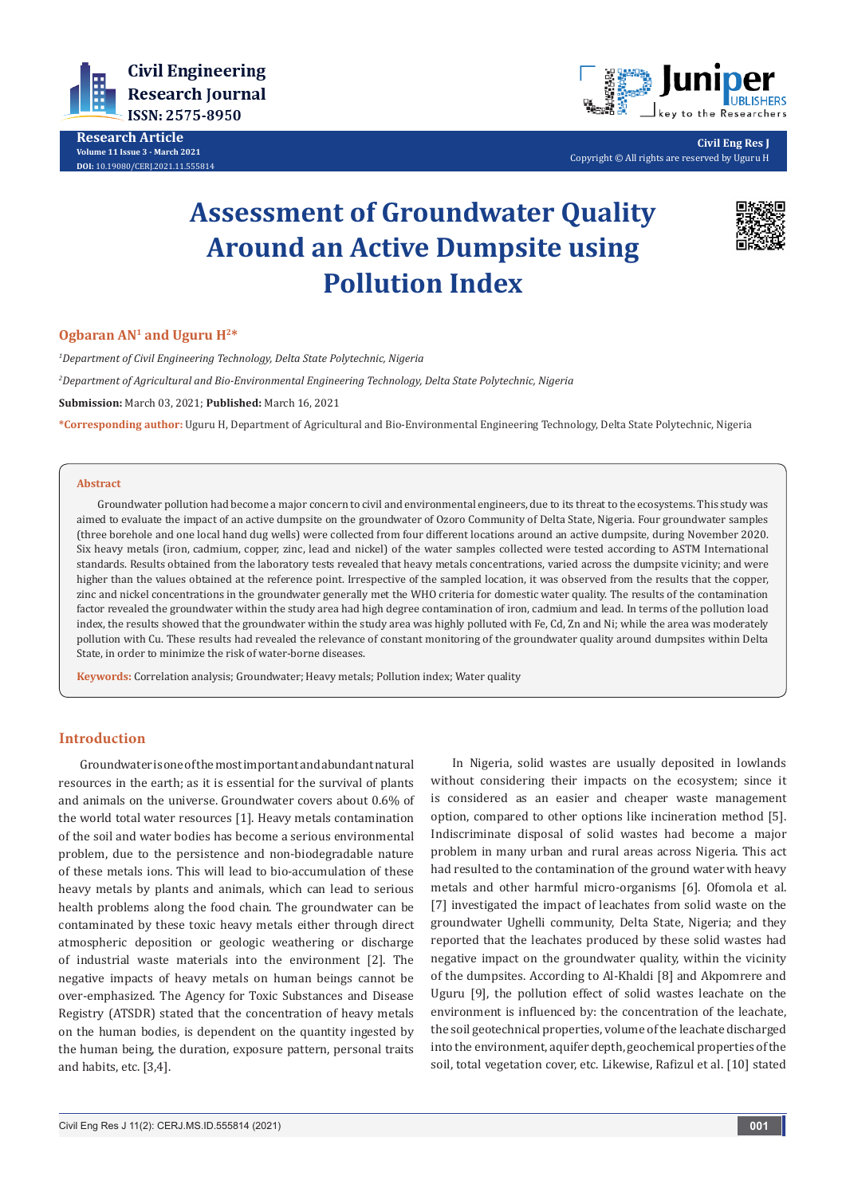# Assessment of Groundwater Quality Around an Active Dumpsite using Pollution Index

**Ogbaran AN[1] and Uguru H[2]***

[1]*Department of Civil Engineering Technology, Delta State Polytechnic, Nigeria*

[2]*Department of Agricultural and Bio-Environmental Engineering Technology, Delta State Polytechnic, Nigeria*

**Submission:** March 03, 2021; **Published:** March 16, 2021

***Corresponding author:** Uguru H, Department of Agricultural and Bio-Environmental Engineering Technology, Delta State Polytechnic, Nigeria

## Abstract

Groundwater pollution had become a major concern to civil and environmental engineers, due to its threat to the ecosystems. This study was aimed to evaluate the impact of an active dumpsite on the groundwater of Ozoro Community of Delta State, Nigeria. Four groundwater samples (three borehole and one local hand dug wells) were collected from four different locations around an active dumpsite, during November 2020. Six heavy metals (iron, cadmium, copper, zinc, lead and nickel) of the water samples collected were tested according to ASTM International standards. Results obtained from the laboratory tests revealed that heavy metals concentrations, varied across the dumpsite vicinity; and were higher than the values obtained at the reference point. Irrespective of the sampled location, it was observed from the results that the copper, zinc and nickel concentrations in the groundwater generally met the WHO criteria for domestic water quality. The results of the contamination factor revealed the groundwater within the study area had high degree contamination of iron, cadmium and lead. In terms of the pollution load index, the results showed that the groundwater within the study area was highly polluted with Fe, Cd, Zn and Ni; while the area was moderately pollution with Cu. These results had revealed the relevance of constant monitoring of the groundwater quality around dumpsites within Delta State, in order to minimize the risk of water-borne diseases.

**Keywords:** Correlation analysis; Groundwater; Heavy metals; Pollution index; Water quality

## Introduction

Groundwater is one of the most important and abundant natural resources in the earth; as it is essential for the survival of plants and animals on the universe. Groundwater covers about 0.6% of the world total water resources [1]. Heavy metals contamination of the soil and water bodies has become a serious environmental problem, due to the persistence and non-biodegradable nature of these metals ions. This will lead to bio-accumulation of these heavy metals by plants and animals, which can lead to serious health problems along the food chain. The groundwater can be contaminated by these toxic heavy metals either through direct atmospheric deposition or geologic weathering or discharge of industrial waste materials into the environment [2]. The negative impacts of heavy metals on human beings cannot be over-emphasized. The Agency for Toxic Substances and Disease Registry (ATSDR) stated that the concentration of heavy metals on the human bodies, is dependent on the quantity ingested by the human being, the duration, exposure pattern, personal traits and habits, etc. [3,4].

In Nigeria, solid wastes are usually deposited in lowlands without considering their impacts on the ecosystem; since it is considered as an easier and cheaper waste management option, compared to other options like incineration method [5]. Indiscriminate disposal of solid wastes had become a major problem in many urban and rural areas across Nigeria. This act had resulted to the contamination of the ground water with heavy metals and other harmful micro-organisms [6]. Ofomola et al. [7] investigated the impact of leachates from solid waste on the groundwater Ughelli community, Delta State, Nigeria; and they reported that the leachates produced by these solid wastes had negative impact on the groundwater quality, within the vicinity of the dumpsites. According to Al-Khaldi [8] and Akpomrere and Uguru [9], the pollution effect of solid wastes leachate on the environment is influenced by: the concentration of the leachate, the soil geotechnical properties, volume of the leachate discharged into the environment, aquifer depth, geochemical properties of the soil, total vegetation cover, etc. Likewise, Rafizul et al. [10] stated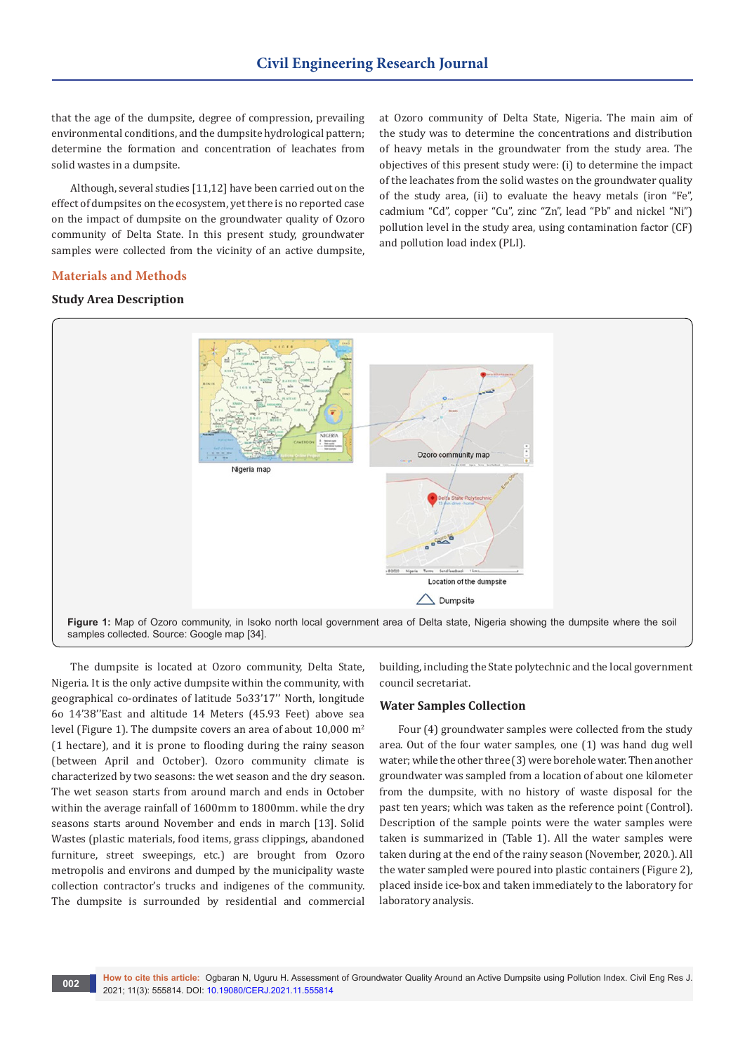that the age of the dumpsite, degree of compression, prevailing environmental conditions, and the dumpsite hydrological pattern; determine the formation and concentration of leachates from solid wastes in a dumpsite.

Although, several studies [11,12] have been carried out on the effect of dumpsites on the ecosystem, yet there is no reported case on the impact of dumpsite on the groundwater quality of Ozoro community of Delta State. In this present study, groundwater samples were collected from the vicinity of an active dumpsite, at Ozoro community of Delta State, Nigeria. The main aim of the study was to determine the concentrations and distribution of heavy metals in the groundwater from the study area. The objectives of this present study were: (i) to determine the impact of the leachates from the solid wastes on the groundwater quality of the study area, (ii) to evaluate the heavy metals (iron "Fe", cadmium "Cd", copper "Cu", zinc "Zn", lead "Pb" and nickel "Ni") pollution level in the study area, using contamination factor (CF) and pollution load index (PLI).

## Materials and Methods

### Study Area Description

**Figure 1:** Map of Ozoro community, in Isoko north local government area of Delta state, Nigeria showing the dumpsite where the soil samples collected. Source: Google map [34].

The dumpsite is located at Ozoro community, Delta State, Nigeria. It is the only active dumpsite within the community, with geographical co-ordinates of latitude 5o33'17'' North, longitude 6o 14'38''East and altitude 14 Meters (45.93 Feet) above sea level (Figure 1). The dumpsite covers an area of about 10,000 m$^2$ (1 hectare), and it is prone to flooding during the rainy season (between April and October). Ozoro community climate is characterized by two seasons: the wet season and the dry season. The wet season starts from around march and ends in October within the average rainfall of 1600mm to 1800mm. while the dry seasons starts around November and ends in march [13]. Solid Wastes (plastic materials, food items, grass clippings, abandoned furniture, street sweepings, etc.) are brought from Ozoro metropolis and environs and dumped by the municipality waste collection contractor's trucks and indigenes of the community. The dumpsite is surrounded by residential and commercial building, including the State polytechnic and the local government council secretariat.

### Water Samples Collection

Four (4) groundwater samples were collected from the study area. Out of the four water samples, one (1) was hand dug well water; while the other three (3) were borehole water. Then another groundwater was sampled from a location of about one kilometer from the dumpsite, with no history of waste disposal for the past ten years; which was taken as the reference point (Control). Description of the sample points were the water samples were taken is summarized in (Table 1). All the water samples were taken during at the end of the rainy season (November, 2020.). All the water sampled were poured into plastic containers (Figure 2), placed inside ice-box and taken immediately to the laboratory for laboratory analysis.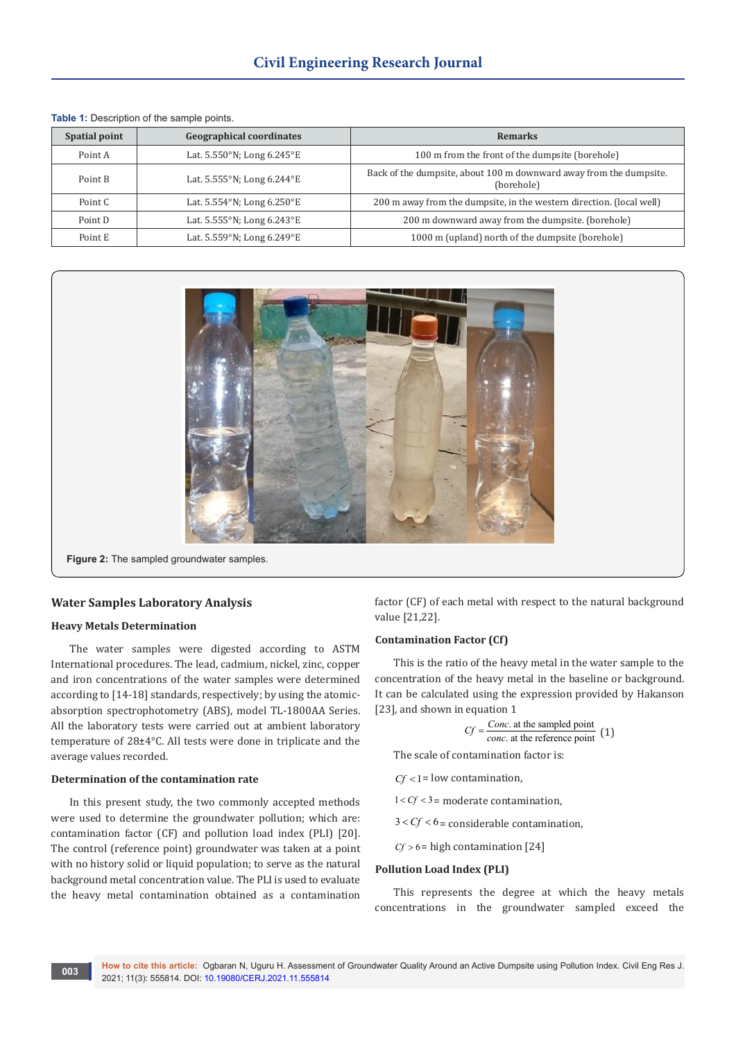**Table 1:** Description of the sample points.

| Spatial point | Geographical coordinates | Remarks |
|---|---|---|
| Point A | Lat. 5.550°N; Long 6.245°E | 100 m from the front of the dumpsite (borehole) |
| Point B | Lat. 5.555°N; Long 6.244°E | Back of the dumpsite, about 100 m downward away from the dumpsite. (borehole) |
| Point C | Lat. 5.554°N; Long 6.250°E | 200 m away from the dumpsite, in the western direction. (local well) |
| Point D | Lat. 5.555°N; Long 6.243°E | 200 m downward away from the dumpsite. (borehole) |
| Point E | Lat. 5.559°N; Long 6.249°E | 1000 m (upland) north of the dumpsite (borehole) |

**Figure 2:** The sampled groundwater samples.

## Water Samples Laboratory Analysis

### Heavy Metals Determination

The water samples were digested according to ASTM International procedures. The lead, cadmium, nickel, zinc, copper and iron concentrations of the water samples were determined according to [14-18] standards, respectively; by using the atomic-absorption spectrophotometry (ABS), model TL-1800AA Series. All the laboratory tests were carried out at ambient laboratory temperature of 28±4°C. All tests were done in triplicate and the average values recorded.

### Determination of the contamination rate

In this present study, the two commonly accepted methods were used to determine the groundwater pollution; which are: contamination factor (CF) and pollution load index (PLI) [20]. The control (reference point) groundwater was taken at a point with no history solid or liquid population; to serve as the natural background metal concentration value. The PLI is used to evaluate the heavy metal contamination obtained as a contamination factor (CF) of each metal with respect to the natural background value [21,22].

### Contamination Factor (Cf)

This is the ratio of the heavy metal in the water sample to the concentration of the heavy metal in the baseline or background. It can be calculated using the expression provided by Hakanson [23], and shown in equation 1

$$Cf = \frac{Conc.\ \text{at the sampled point}}{conc.\ \text{at the reference point}} \quad (1)$$

The scale of contamination factor is:

$Cf < 1$ = low contamination,

$1 < Cf < 3$ = moderate contamination,

$3 < Cf < 6$ = considerable contamination,

$Cf > 6$ = high contamination [24]

### Pollution Load Index (PLI)

This represents the degree at which the heavy metals concentrations in the groundwater sampled exceed the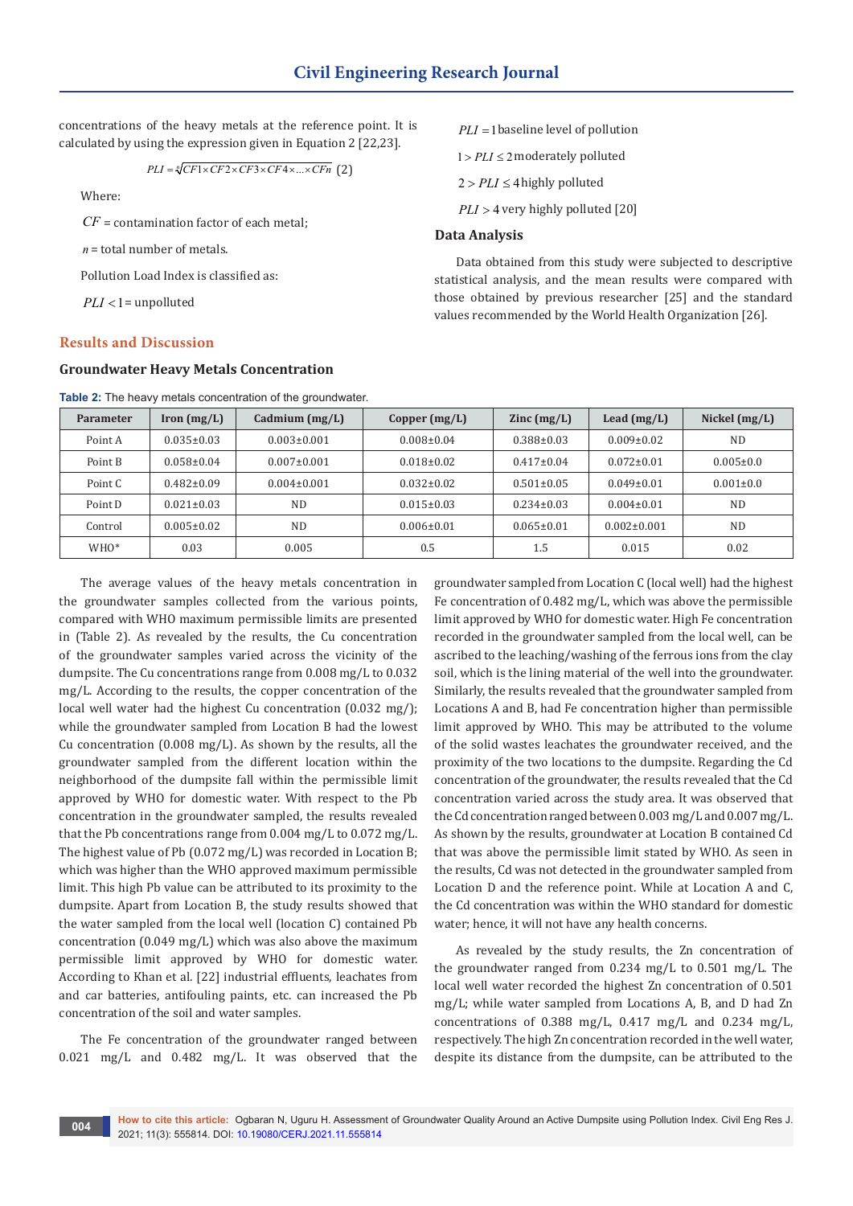concentrations of the heavy metals at the reference point. It is calculated by using the expression given in Equation 2 [22,23].

$$PLI = \sqrt[n]{CF1 \times CF2 \times CF3 \times CF4 \times \ldots \times CFn} \quad (2)$$

Where:

$CF$ = contamination factor of each metal;

$n$ = total number of metals.

Pollution Load Index is classified as:

$PLI < 1$ = unpolluted

$PLI = 1$ baseline level of pollution

$1 > PLI \leq 2$ moderately polluted

$2 > PLI \leq 4$ highly polluted

$PLI > 4$ very highly polluted [20]

### Data Analysis

Data obtained from this study were subjected to descriptive statistical analysis, and the mean results were compared with those obtained by previous researcher [25] and the standard values recommended by the World Health Organization [26].

## Results and Discussion

### Groundwater Heavy Metals Concentration

**Table 2:** The heavy metals concentration of the groundwater.

| Parameter | Iron (mg/L) | Cadmium (mg/L) | Copper (mg/L) | Zinc (mg/L) | Lead (mg/L) | Nickel (mg/L) |
|---|---|---|---|---|---|---|
| Point A | 0.035±0.03 | 0.003±0.001 | 0.008±0.04 | 0.388±0.03 | 0.009±0.02 | ND |
| Point B | 0.058±0.04 | 0.007±0.001 | 0.018±0.02 | 0.417±0.04 | 0.072±0.01 | 0.005±0.0 |
| Point C | 0.482±0.09 | 0.004±0.001 | 0.032±0.02 | 0.501±0.05 | 0.049±0.01 | 0.001±0.0 |
| Point D | 0.021±0.03 | ND | 0.015±0.03 | 0.234±0.03 | 0.004±0.01 | ND |
| Control | 0.005±0.02 | ND | 0.006±0.01 | 0.065±0.01 | 0.002±0.001 | ND |
| WHO* | 0.03 | 0.005 | 0.5 | 1.5 | 0.015 | 0.02 |

The average values of the heavy metals concentration in the groundwater samples collected from the various points, compared with WHO maximum permissible limits are presented in (Table 2). As revealed by the results, the Cu concentration of the groundwater samples varied across the vicinity of the dumpsite. The Cu concentrations range from 0.008 mg/L to 0.032 mg/L. According to the results, the copper concentration of the local well water had the highest Cu concentration (0.032 mg/); while the groundwater sampled from Location B had the lowest Cu concentration (0.008 mg/L). As shown by the results, all the groundwater sampled from the different location within the neighborhood of the dumpsite fall within the permissible limit approved by WHO for domestic water. With respect to the Pb concentration in the groundwater sampled, the results revealed that the Pb concentrations range from 0.004 mg/L to 0.072 mg/L. The highest value of Pb (0.072 mg/L) was recorded in Location B; which was higher than the WHO approved maximum permissible limit. This high Pb value can be attributed to its proximity to the dumpsite. Apart from Location B, the study results showed that the water sampled from the local well (location C) contained Pb concentration (0.049 mg/L) which was also above the maximum permissible limit approved by WHO for domestic water. According to Khan et al. [22] industrial effluents, leachates from and car batteries, antifouling paints, etc. can increased the Pb concentration of the soil and water samples.

The Fe concentration of the groundwater ranged between 0.021 mg/L and 0.482 mg/L. It was observed that the groundwater sampled from Location C (local well) had the highest Fe concentration of 0.482 mg/L, which was above the permissible limit approved by WHO for domestic water. High Fe concentration recorded in the groundwater sampled from the local well, can be ascribed to the leaching/washing of the ferrous ions from the clay soil, which is the lining material of the well into the groundwater. Similarly, the results revealed that the groundwater sampled from Locations A and B, had Fe concentration higher than permissible limit approved by WHO. This may be attributed to the volume of the solid wastes leachates the groundwater received, and the proximity of the two locations to the dumpsite. Regarding the Cd concentration of the groundwater, the results revealed that the Cd concentration varied across the study area. It was observed that the Cd concentration ranged between 0.003 mg/L and 0.007 mg/L. As shown by the results, groundwater at Location B contained Cd that was above the permissible limit stated by WHO. As seen in the results, Cd was not detected in the groundwater sampled from Location D and the reference point. While at Location A and C, the Cd concentration was within the WHO standard for domestic water; hence, it will not have any health concerns.

As revealed by the study results, the Zn concentration of the groundwater ranged from 0.234 mg/L to 0.501 mg/L. The local well water recorded the highest Zn concentration of 0.501 mg/L; while water sampled from Locations A, B, and D had Zn concentrations of 0.388 mg/L, 0.417 mg/L and 0.234 mg/L, respectively. The high Zn concentration recorded in the well water, despite its distance from the dumpsite, can be attributed to the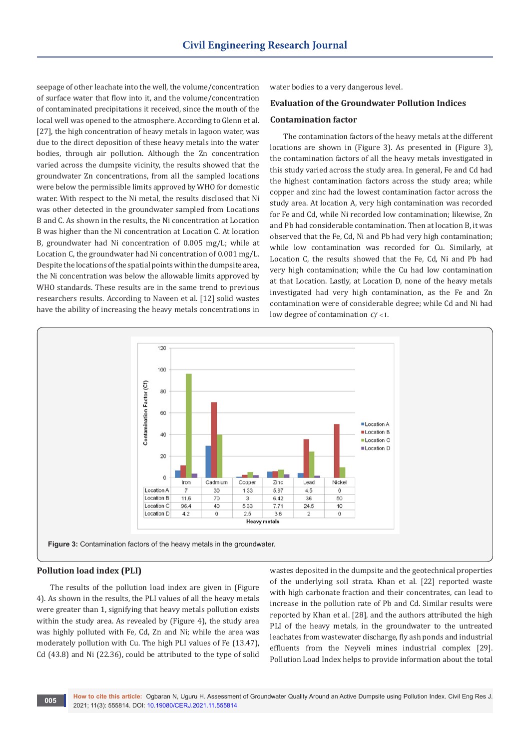seepage of other leachate into the well, the volume/concentration of surface water that flow into it, and the volume/concentration of contaminated precipitations it received, since the mouth of the local well was opened to the atmosphere. According to Glenn et al. [27], the high concentration of heavy metals in lagoon water, was due to the direct deposition of these heavy metals into the water bodies, through air pollution. Although the Zn concentration varied across the dumpsite vicinity, the results showed that the groundwater Zn concentrations, from all the sampled locations were below the permissible limits approved by WHO for domestic water. With respect to the Ni metal, the results disclosed that Ni was other detected in the groundwater sampled from Locations B and C. As shown in the results, the Ni concentration at Location B was higher than the Ni concentration at Location C. At location B, groundwater had Ni concentration of 0.005 mg/L; while at Location C, the groundwater had Ni concentration of 0.001 mg/L. Despite the locations of the spatial points within the dumpsite area, the Ni concentration was below the allowable limits approved by WHO standards. These results are in the same trend to previous researchers results. According to Naveen et al. [12] solid wastes have the ability of increasing the heavy metals concentrations in water bodies to a very dangerous level.

### Evaluation of the Groundwater Pollution Indices

#### Contamination factor

The contamination factors of the heavy metals at the different locations are shown in (Figure 3). As presented in (Figure 3), the contamination factors of all the heavy metals investigated in this study varied across the study area. In general, Fe and Cd had the highest contamination factors across the study area; while copper and zinc had the lowest contamination factor across the study area. At location A, very high contamination was recorded for Fe and Cd, while Ni recorded low contamination; likewise, Zn and Pb had considerable contamination. Then at location B, it was observed that the Fe, Cd, Ni and Pb had very high contamination; while low contamination was recorded for Cu. Similarly, at Location C, the results showed that the Fe, Cd, Ni and Pb had very high contamination; while the Cu had low contamination at that Location. Lastly, at Location D, none of the heavy metals investigated had very high contamination, as the Fe and Zn contamination were of considerable degree; while Cd and Ni had low degree of contamination $Cf < 1$.

| | Iron | Cadmium | Copper | Zinc | Lead | Nickel |
|---|---|---|---|---|---|---|
| Location A | 7 | 30 | 1.33 | 5.97 | 4.5 | 0 |
| Location B | 11.6 | 70 | 3 | 6.42 | 36 | 50 |
| Location C | 96.4 | 40 | 5.33 | 7.71 | 24.5 | 10 |
| Location D | 4.2 | 0 | 2.5 | 3.6 | 2 | 0 |

**Figure 3:** Contamination factors of the heavy metals in the groundwater.

### Pollution load index (PLI)

The results of the pollution load index are given in (Figure 4). As shown in the results, the PLI values of all the heavy metals were greater than 1, signifying that heavy metals pollution exists within the study area. As revealed by (Figure 4), the study area was highly polluted with Fe, Cd, Zn and Ni; while the area was moderately pollution with Cu. The high PLI values of Fe (13.47), Cd (43.8) and Ni (22.36), could be attributed to the type of solid wastes deposited in the dumpsite and the geotechnical properties of the underlying soil strata. Khan et al. [22] reported waste with high carbonate fraction and their concentrates, can lead to increase in the pollution rate of Pb and Cd. Similar results were reported by Khan et al. [28], and the authors attributed the high PLI of the heavy metals, in the groundwater to the untreated leachates from wastewater discharge, fly ash ponds and industrial effluents from the Neyveli mines industrial complex [29]. Pollution Load Index helps to provide information about the total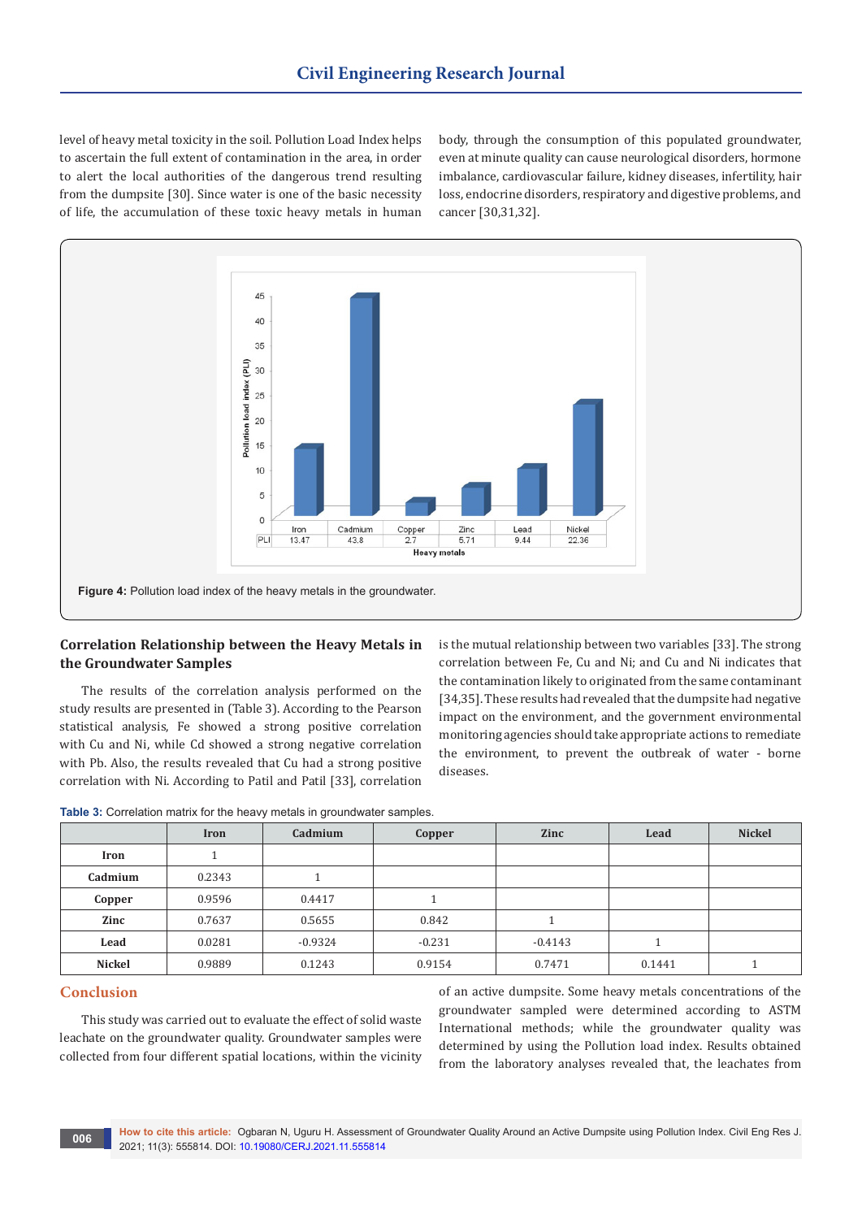level of heavy metal toxicity in the soil. Pollution Load Index helps to ascertain the full extent of contamination in the area, in order to alert the local authorities of the dangerous trend resulting from the dumpsite [30]. Since water is one of the basic necessity of life, the accumulation of these toxic heavy metals in human body, through the consumption of this populated groundwater, even at minute quality can cause neurological disorders, hormone imbalance, cardiovascular failure, kidney diseases, infertility, hair loss, endocrine disorders, respiratory and digestive problems, and cancer [30,31,32].

| | Iron | Cadmium | Copper | Zinc | Lead | Nickel |
|---|---|---|---|---|---|---|
| PLI | 13.47 | 43.8 | 2.7 | 5.71 | 9.44 | 22.36 |

**Figure 4:** Pollution load index of the heavy metals in the groundwater.

## Correlation Relationship between the Heavy Metals in the Groundwater Samples

The results of the correlation analysis performed on the study results are presented in (Table 3). According to the Pearson statistical analysis, Fe showed a strong positive correlation with Cu and Ni, while Cd showed a strong negative correlation with Pb. Also, the results revealed that Cu had a strong positive correlation with Ni. According to Patil and Patil [33], correlation is the mutual relationship between two variables [33]. The strong correlation between Fe, Cu and Ni; and Cu and Ni indicates that the contamination likely to originated from the same contaminant [34,35]. These results had revealed that the dumpsite had negative impact on the environment, and the government environmental monitoring agencies should take appropriate actions to remediate the environment, to prevent the outbreak of water - borne diseases.

**Table 3:** Correlation matrix for the heavy metals in groundwater samples.

| | Iron | Cadmium | Copper | Zinc | Lead | Nickel |
|---|---|---|---|---|---|---|
| **Iron** | 1 | | | | | |
| **Cadmium** | 0.2343 | 1 | | | | |
| **Copper** | 0.9596 | 0.4417 | 1 | | | |
| **Zinc** | 0.7637 | 0.5655 | 0.842 | 1 | | |
| **Lead** | 0.0281 | -0.9324 | -0.231 | -0.4143 | 1 | |
| **Nickel** | 0.9889 | 0.1243 | 0.9154 | 0.7471 | 0.1441 | 1 |

## Conclusion

This study was carried out to evaluate the effect of solid waste leachate on the groundwater quality. Groundwater samples were collected from four different spatial locations, within the vicinity of an active dumpsite. Some heavy metals concentrations of the groundwater sampled were determined according to ASTM International methods; while the groundwater quality was determined by using the Pollution load index. Results obtained from the laboratory analyses revealed that, the leachates from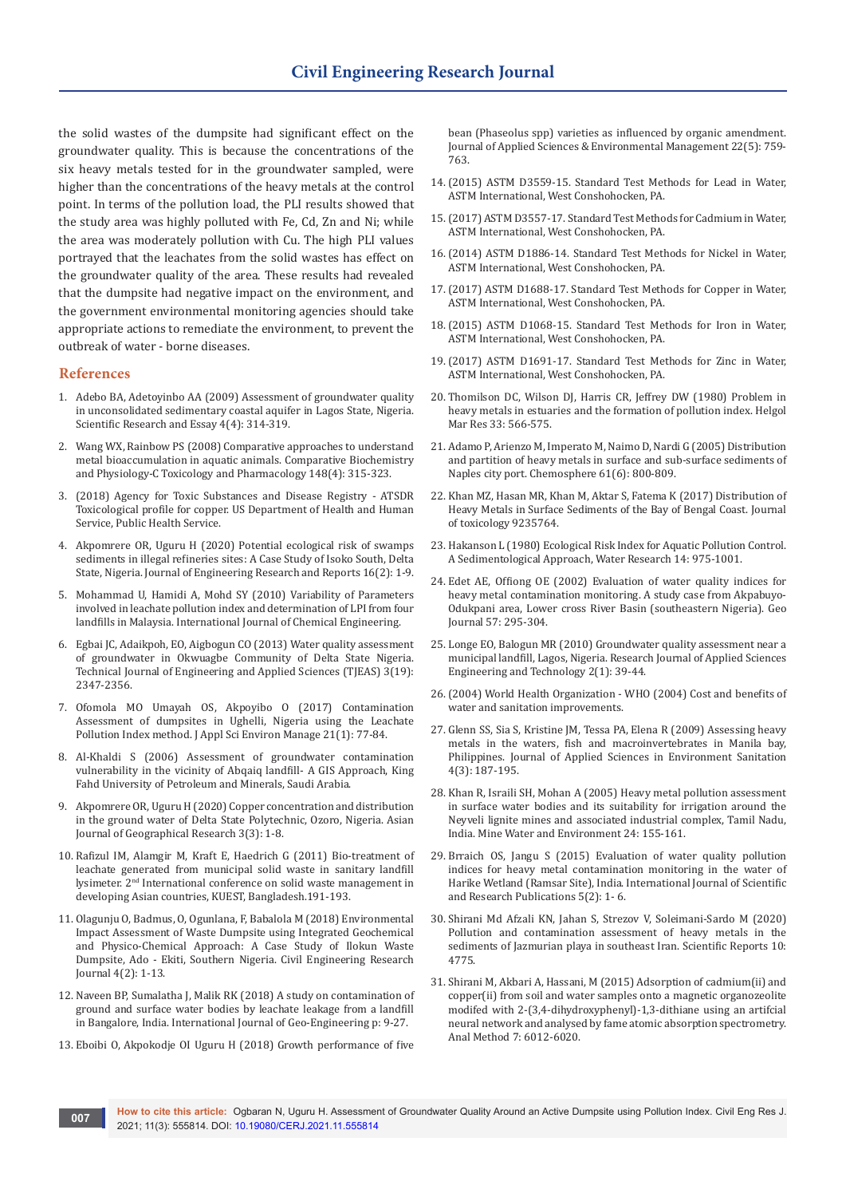the solid wastes of the dumpsite had significant effect on the groundwater quality. This is because the concentrations of the six heavy metals tested for in the groundwater sampled, were higher than the concentrations of the heavy metals at the control point. In terms of the pollution load, the PLI results showed that the study area was highly polluted with Fe, Cd, Zn and Ni; while the area was moderately pollution with Cu. The high PLI values portrayed that the leachates from the solid wastes has effect on the groundwater quality of the area. These results had revealed that the dumpsite had negative impact on the environment, and the government environmental monitoring agencies should take appropriate actions to remediate the environment, to prevent the outbreak of water - borne diseases.

## References

1. Adebo BA, Adetoyinbo AA (2009) Assessment of groundwater quality in unconsolidated sedimentary coastal aquifer in Lagos State, Nigeria. Scientific Research and Essay 4(4): 314-319.
2. Wang WX, Rainbow PS (2008) Comparative approaches to understand metal bioaccumulation in aquatic animals. Comparative Biochemistry and Physiology-C Toxicology and Pharmacology 148(4): 315-323.
3. (2018) Agency for Toxic Substances and Disease Registry - ATSDR Toxicological profile for copper. US Department of Health and Human Service, Public Health Service.
4. Akpomrere OR, Uguru H (2020) Potential ecological risk of swamps sediments in illegal refineries sites: A Case Study of Isoko South, Delta State, Nigeria. Journal of Engineering Research and Reports 16(2): 1-9.
5. Mohammad U, Hamidi A, Mohd SY (2010) Variability of Parameters involved in leachate pollution index and determination of LPI from four landfills in Malaysia. International Journal of Chemical Engineering.
6. Egbai JC, Adaikpoh, EO, Aigbogun CO (2013) Water quality assessment of groundwater in Okwuagbe Community of Delta State Nigeria. Technical Journal of Engineering and Applied Sciences (TJEAS) 3(19): 2347-2356.
7. Ofomola MO Umayah OS, Akpoyibo O (2017) Contamination Assessment of dumpsites in Ughelli, Nigeria using the Leachate Pollution Index method. J Appl Sci Environ Manage 21(1): 77-84.
8. Al-Khaldi S (2006) Assessment of groundwater contamination vulnerability in the vicinity of Abqaiq landfill- A GIS Approach, King Fahd University of Petroleum and Minerals, Saudi Arabia.
9. Akpomrere OR, Uguru H (2020) Copper concentration and distribution in the ground water of Delta State Polytechnic, Ozoro, Nigeria. Asian Journal of Geographical Research 3(3): 1-8.
10. Rafizul IM, Alamgir M, Kraft E, Haedrich G (2011) Bio-treatment of leachate generated from municipal solid waste in sanitary landfill lysimeter. 2nd International conference on solid waste management in developing Asian countries, KUEST, Bangladesh.191-193.
11. Olagunju O, Badmus, O, Ogunlana, F, Babalola M (2018) Environmental Impact Assessment of Waste Dumpsite using Integrated Geochemical and Physico-Chemical Approach: A Case Study of Ilokun Waste Dumpsite, Ado - Ekiti, Southern Nigeria. Civil Engineering Research Journal 4(2): 1-13.
12. Naveen BP, Sumalatha J, Malik RK (2018) A study on contamination of ground and surface water bodies by leachate leakage from a landfill in Bangalore, India. International Journal of Geo-Engineering p: 9-27.
13. Eboibi O, Akpokodje OI Uguru H (2018) Growth performance of five bean (Phaseolus spp) varieties as influenced by organic amendment. Journal of Applied Sciences & Environmental Management 22(5): 759-763.
14. (2015) ASTM D3559-15. Standard Test Methods for Lead in Water, ASTM International, West Conshohocken, PA.
15. (2017) ASTM D3557-17. Standard Test Methods for Cadmium in Water, ASTM International, West Conshohocken, PA.
16. (2014) ASTM D1886-14. Standard Test Methods for Nickel in Water, ASTM International, West Conshohocken, PA.
17. (2017) ASTM D1688-17. Standard Test Methods for Copper in Water, ASTM International, West Conshohocken, PA.
18. (2015) ASTM D1068-15. Standard Test Methods for Iron in Water, ASTM International, West Conshohocken, PA.
19. (2017) ASTM D1691-17. Standard Test Methods for Zinc in Water, ASTM International, West Conshohocken, PA.
20. Thomilson DC, Wilson DJ, Harris CR, Jeffrey DW (1980) Problem in heavy metals in estuaries and the formation of pollution index. Helgol Mar Res 33: 566-575.
21. Adamo P, Arienzo M, Imperato M, Naimo D, Nardi G (2005) Distribution and partition of heavy metals in surface and sub-surface sediments of Naples city port. Chemosphere 61(6): 800-809.
22. Khan MZ, Hasan MR, Khan M, Aktar S, Fatema K (2017) Distribution of Heavy Metals in Surface Sediments of the Bay of Bengal Coast. Journal of toxicology 9235764.
23. Hakanson L (1980) Ecological Risk Index for Aquatic Pollution Control. A Sedimentological Approach, Water Research 14: 975-1001.
24. Edet AE, Offiong OE (2002) Evaluation of water quality indices for heavy metal contamination monitoring. A study case from Akpabuyo-Odukpani area, Lower cross River Basin (southeastern Nigeria). Geo Journal 57: 295-304.
25. Longe EO, Balogun MR (2010) Groundwater quality assessment near a municipal landfill, Lagos, Nigeria. Research Journal of Applied Sciences Engineering and Technology 2(1): 39-44.
26. (2004) World Health Organization - WHO (2004) Cost and benefits of water and sanitation improvements.
27. Glenn SS, Sia S, Kristine JM, Tessa PA, Elena R (2009) Assessing heavy metals in the waters, fish and macroinvertebrates in Manila bay, Philippines. Journal of Applied Sciences in Environment Sanitation 4(3): 187-195.
28. Khan R, Israili SH, Mohan A (2005) Heavy metal pollution assessment in surface water bodies and its suitability for irrigation around the Neyveli lignite mines and associated industrial complex, Tamil Nadu, India. Mine Water and Environment 24: 155-161.
29. Brraich OS, Jangu S (2015) Evaluation of water quality pollution indices for heavy metal contamination monitoring in the water of Harike Wetland (Ramsar Site), India. International Journal of Scientific and Research Publications 5(2): 1- 6.
30. Shirani Md Afzali KN, Jahan S, Strezov V, Soleimani-Sardo M (2020) Pollution and contamination assessment of heavy metals in the sediments of Jazmurian playa in southeast Iran. Scientific Reports 10: 4775.
31. Shirani M, Akbari A, Hassani, M (2015) Adsorption of cadmium(ii) and copper(ii) from soil and water samples onto a magnetic organozeolite modifed with 2-(3,4-dihydroxyphenyl)-1,3-dithiane using an artifcial neural network and analysed by fame atomic absorption spectrometry. Anal Method 7: 6012-6020.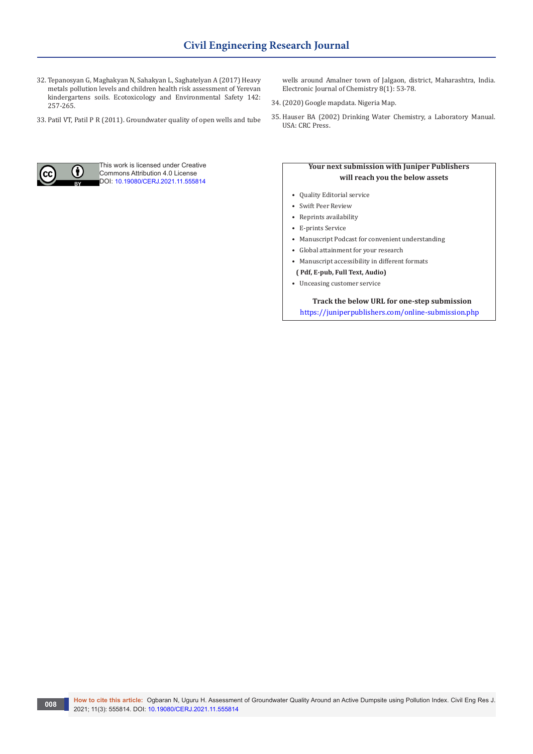32. Tepanosyan G, Maghakyan N, Sahakyan L, Saghatelyan A (2017) Heavy metals pollution levels and children health risk assessment of Yerevan kindergartens soils. Ecotoxicology and Environmental Safety 142: 257-265.

33. Patil VT, Patil P R (2011). Groundwater quality of open wells and tube wells around Amalner town of Jalgaon, district, Maharashtra, India. Electronic Journal of Chemistry 8(1): 53-78.

34. (2020) Google mapdata. Nigeria Map.

35. Hauser BA (2002) Drinking Water Chemistry, a Laboratory Manual. USA: CRC Press.

This work is licensed under Creative Commons Attribution 4.0 License
DOI: 10.19080/CERJ.2021.11.555814

**Your next submission with Juniper Publishers will reach you the below assets**

- Quality Editorial service
- Swift Peer Review
- Reprints availability
- E-prints Service
- Manuscript Podcast for convenient understanding
- Global attainment for your research
- Manuscript accessibility in different formats

**( Pdf, E-pub, Full Text, Audio)**

- Unceasing customer service

**Track the below URL for one-step submission**
https://juniperpublishers.com/online-submission.php

**How to cite this article:** Ogbaran N, Uguru H. Assessment of Groundwater Quality Around an Active Dumpsite using Pollution Index. Civil Eng Res J. 2021; 11(3): 555814. DOI: 10.19080/CERJ.2021.11.555814